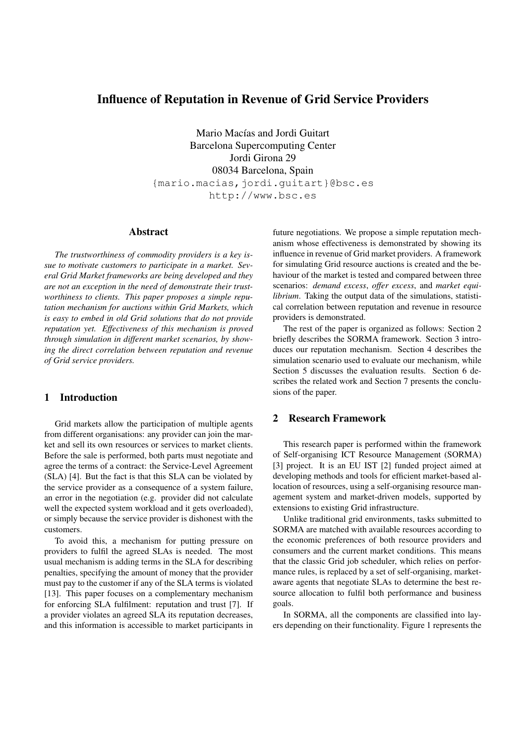# Influence of Reputation in Revenue of Grid Service Providers

Mario Macías and Jordi Guitart
Barcelona Supercomputing Center
Jordi Girona 29
08034 Barcelona, Spain
{mario.macias,jordi.guitart}@bsc.es
http://www.bsc.es

## Abstract

*The trustworthiness of commodity providers is a key issue to motivate customers to participate in a market. Several Grid Market frameworks are being developed and they are not an exception in the need of demonstrate their trustworthiness to clients. This paper proposes a simple reputation mechanism for auctions within Grid Markets, which is easy to embed in old Grid solutions that do not provide reputation yet. Effectiveness of this mechanism is proved through simulation in different market scenarios, by showing the direct correlation between reputation and revenue of Grid service providers.*

## 1 Introduction

Grid markets allow the participation of multiple agents from different organisations: any provider can join the market and sell its own resources or services to market clients. Before the sale is performed, both parts must negotiate and agree the terms of a contract: the Service-Level Agreement (SLA) [4]. But the fact is that this SLA can be violated by the service provider as a consequence of a system failure, an error in the negotiation (e.g. provider did not calculate well the expected system workload and it gets overloaded), or simply because the service provider is dishonest with the customers.

To avoid this, a mechanism for putting pressure on providers to fulfil the agreed SLAs is needed. The most usual mechanism is adding terms in the SLA for describing penalties, specifying the amount of money that the provider must pay to the customer if any of the SLA terms is violated [13]. This paper focuses on a complementary mechanism for enforcing SLA fulfilment: reputation and trust [7]. If a provider violates an agreed SLA its reputation decreases, and this information is accessible to market participants in future negotiations. We propose a simple reputation mechanism whose effectiveness is demonstrated by showing its influence in revenue of Grid market providers. A framework for simulating Grid resource auctions is created and the behaviour of the market is tested and compared between three scenarios: *demand excess*, *offer excess*, and *market equilibrium*. Taking the output data of the simulations, statistical correlation between reputation and revenue in resource providers is demonstrated.

The rest of the paper is organized as follows: Section 2 briefly describes the SORMA framework. Section 3 introduces our reputation mechanism. Section 4 describes the simulation scenario used to evaluate our mechanism, while Section 5 discusses the evaluation results. Section 6 describes the related work and Section 7 presents the conclusions of the paper.

## 2 Research Framework

This research paper is performed within the framework of Self-organising ICT Resource Management (SORMA) [3] project. It is an EU IST [2] funded project aimed at developing methods and tools for efficient market-based allocation of resources, using a self-organising resource management system and market-driven models, supported by extensions to existing Grid infrastructure.

Unlike traditional grid environments, tasks submitted to SORMA are matched with available resources according to the economic preferences of both resource providers and consumers and the current market conditions. This means that the classic Grid job scheduler, which relies on performance rules, is replaced by a set of self-organising, market-aware agents that negotiate SLAs to determine the best resource allocation to fulfil both performance and business goals.

In SORMA, all the components are classified into layers depending on their functionality. Figure 1 represents the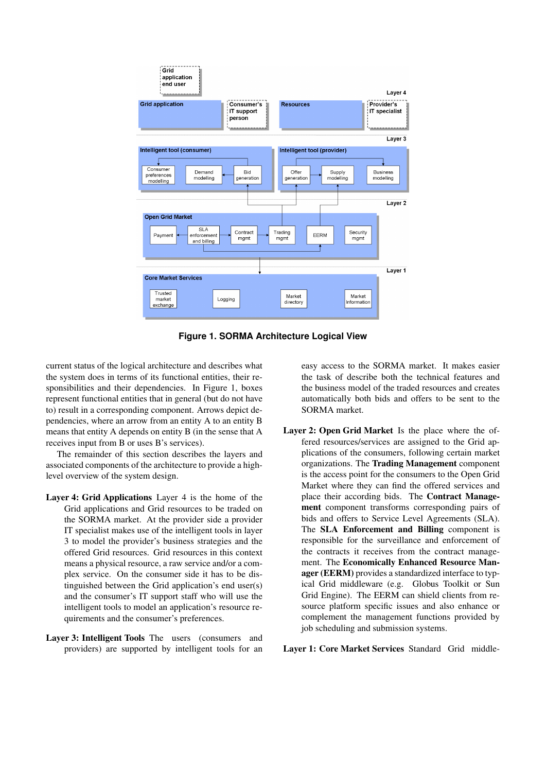**Figure 1. SORMA Architecture Logical View**

current status of the logical architecture and describes what the system does in terms of its functional entities, their responsibilities and their dependencies. In Figure 1, boxes represent functional entities that in general (but do not have to) result in a corresponding component. Arrows depict dependencies, where an arrow from an entity A to an entity B means that entity A depends on entity B (in the sense that A receives input from B or uses B's services).

The remainder of this section describes the layers and associated components of the architecture to provide a high-level overview of the system design.

**Layer 4: Grid Applications** Layer 4 is the home of the Grid applications and Grid resources to be traded on the SORMA market. At the provider side a provider IT specialist makes use of the intelligent tools in layer 3 to model the provider's business strategies and the offered Grid resources. Grid resources in this context means a physical resource, a raw service and/or a complex service. On the consumer side it has to be distinguished between the Grid application's end user(s) and the consumer's IT support staff who will use the intelligent tools to model an application's resource requirements and the consumer's preferences.

**Layer 3: Intelligent Tools** The users (consumers and providers) are supported by intelligent tools for an easy access to the SORMA market. It makes easier the task of describe both the technical features and the business model of the traded resources and creates automatically both bids and offers to be sent to the SORMA market.

**Layer 2: Open Grid Market** Is the place where the offered resources/services are assigned to the Grid applications of the consumers, following certain market organizations. The **Trading Management** component is the access point for the consumers to the Open Grid Market where they can find the offered services and place their according bids. The **Contract Management** component transforms corresponding pairs of bids and offers to Service Level Agreements (SLA). The **SLA Enforcement and Billing** component is responsible for the surveillance and enforcement of the contracts it receives from the contract management. The **Economically Enhanced Resource Manager (EERM)** provides a standardized interface to typical Grid middleware (e.g. Globus Toolkit or Sun Grid Engine). The EERM can shield clients from resource platform specific issues and also enhance or complement the management functions provided by job scheduling and submission systems.

**Layer 1: Core Market Services** Standard Grid middle-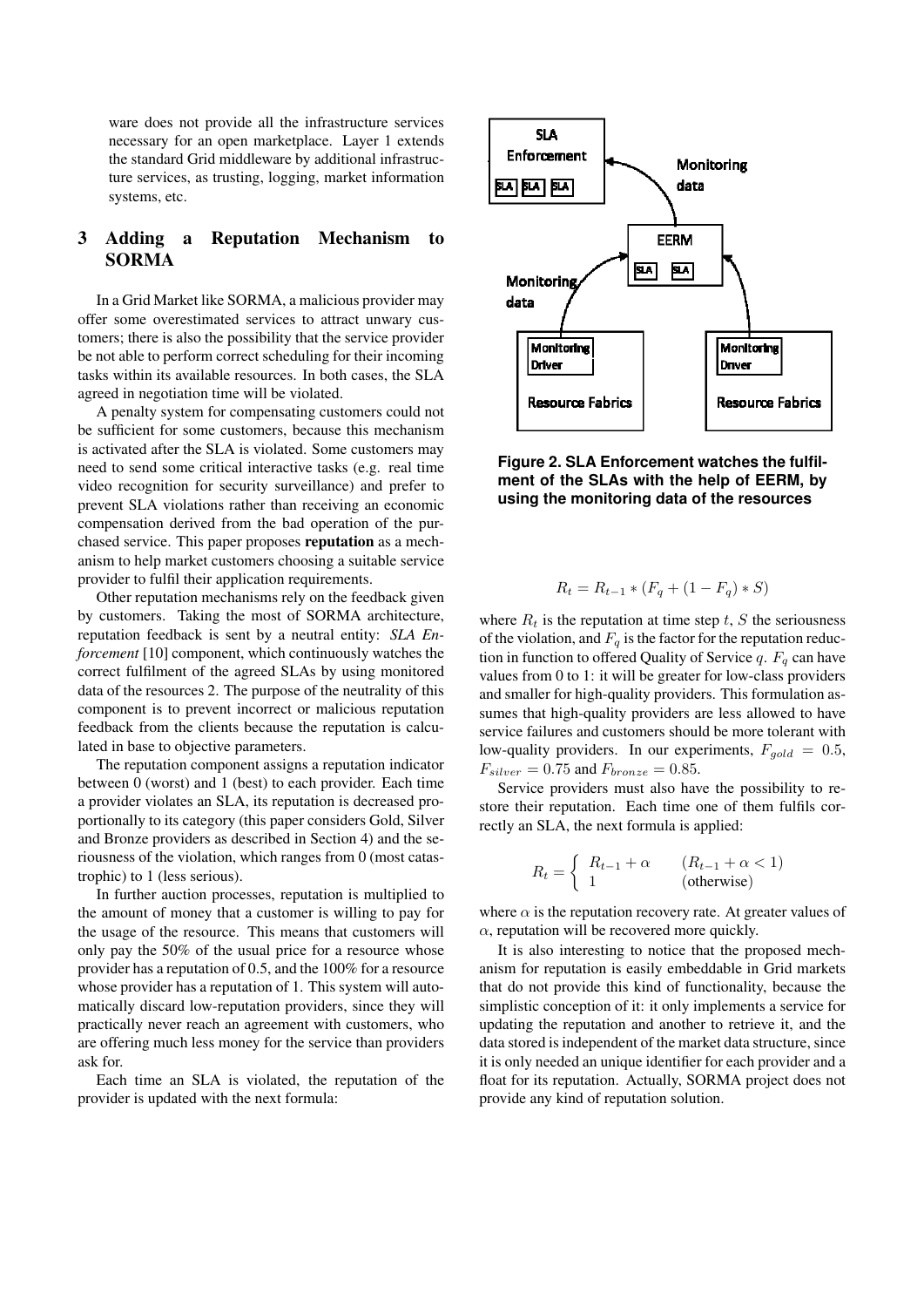ware does not provide all the infrastructure services necessary for an open marketplace. Layer 1 extends the standard Grid middleware by additional infrastructure services, as trusting, logging, market information systems, etc.

## 3 Adding a Reputation Mechanism to SORMA

In a Grid Market like SORMA, a malicious provider may offer some overestimated services to attract unwary customers; there is also the possibility that the service provider be not able to perform correct scheduling for their incoming tasks within its available resources. In both cases, the SLA agreed in negotiation time will be violated.

A penalty system for compensating customers could not be sufficient for some customers, because this mechanism is activated after the SLA is violated. Some customers may need to send some critical interactive tasks (e.g. real time video recognition for security surveillance) and prefer to prevent SLA violations rather than receiving an economic compensation derived from the bad operation of the purchased service. This paper proposes **reputation** as a mechanism to help market customers choosing a suitable service provider to fulfil their application requirements.

Other reputation mechanisms rely on the feedback given by customers. Taking the most of SORMA architecture, reputation feedback is sent by a neutral entity: *SLA Enforcement* [10] component, which continuously watches the correct fulfilment of the agreed SLAs by using monitored data of the resources 2. The purpose of the neutrality of this component is to prevent incorrect or malicious reputation feedback from the clients because the reputation is calculated in base to objective parameters.

The reputation component assigns a reputation indicator between 0 (worst) and 1 (best) to each provider. Each time a provider violates an SLA, its reputation is decreased proportionally to its category (this paper considers Gold, Silver and Bronze providers as described in Section 4) and the seriousness of the violation, which ranges from 0 (most catastrophic) to 1 (less serious).

In further auction processes, reputation is multiplied to the amount of money that a customer is willing to pay for the usage of the resource. This means that customers will only pay the 50% of the usual price for a resource whose provider has a reputation of 0.5, and the 100% for a resource whose provider has a reputation of 1. This system will automatically discard low-reputation providers, since they will practically never reach an agreement with customers, who are offering much less money for the service than providers ask for.

Each time an SLA is violated, the reputation of the provider is updated with the next formula:

**Figure 2. SLA Enforcement watches the fulfilment of the SLAs with the help of EERM, by using the monitoring data of the resources**

$$R_t = R_{t-1} * (F_q + (1 - F_q) * S)$$

where $R_t$ is the reputation at time step $t$, $S$ the seriousness of the violation, and $F_q$ is the factor for the reputation reduction in function to offered Quality of Service $q$. $F_q$ can have values from 0 to 1: it will be greater for low-class providers and smaller for high-quality providers. This formulation assumes that high-quality providers are less allowed to have service failures and customers should be more tolerant with low-quality providers. In our experiments, $F_{gold} = 0.5$, $F_{silver} = 0.75$ and $F_{bronze} = 0.85$.

Service providers must also have the possibility to restore their reputation. Each time one of them fulfils correctly an SLA, the next formula is applied:

$$R_t = \begin{cases} R_{t-1} + \alpha & (R_{t-1} + \alpha < 1) \\ 1 & \text{(otherwise)} \end{cases}$$

where $\alpha$ is the reputation recovery rate. At greater values of $\alpha$, reputation will be recovered more quickly.

It is also interesting to notice that the proposed mechanism for reputation is easily embeddable in Grid markets that do not provide this kind of functionality, because the simplistic conception of it: it only implements a service for updating the reputation and another to retrieve it, and the data stored is independent of the market data structure, since it is only needed an unique identifier for each provider and a float for its reputation. Actually, SORMA project does not provide any kind of reputation solution.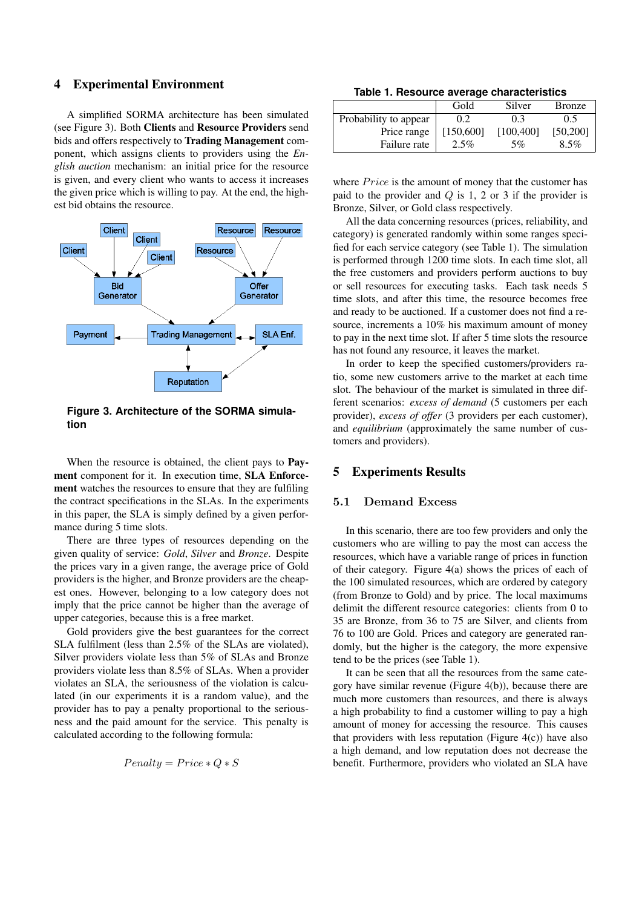## 4 Experimental Environment

A simplified SORMA architecture has been simulated (see Figure 3). Both **Clients** and **Resource Providers** send bids and offers respectively to **Trading Management** component, which assigns clients to providers using the *English auction* mechanism: an initial price for the resource is given, and every client who wants to access it increases the given price which is willing to pay. At the end, the highest bid obtains the resource.

**Figure 3. Architecture of the SORMA simulation**

When the resource is obtained, the client pays to **Payment** component for it. In execution time, **SLA Enforcement** watches the resources to ensure that they are fulfiling the contract specifications in the SLAs. In the experiments in this paper, the SLA is simply defined by a given performance during 5 time slots.

There are three types of resources depending on the given quality of service: *Gold*, *Silver* and *Bronze*. Despite the prices vary in a given range, the average price of Gold providers is the higher, and Bronze providers are the cheapest ones. However, belonging to a low category does not imply that the price cannot be higher than the average of upper categories, because this is a free market.

Gold providers give the best guarantees for the correct SLA fulfilment (less than 2.5% of the SLAs are violated), Silver providers violate less than 5% of SLAs and Bronze providers violate less than 8.5% of SLAs. When a provider violates an SLA, the seriousness of the violation is calculated (in our experiments it is a random value), and the provider has to pay a penalty proportional to the seriousness and the paid amount for the service. This penalty is calculated according to the following formula:

$$Penalty = Price * Q * S$$

**Table 1. Resource average characteristics**

| | Gold | Silver | Bronze |
|---|---|---|---|
| Probability to appear | 0.2 | 0.3 | 0.5 |
| Price range | [150,600] | [100,400] | [50,200] |
| Failure rate | 2.5% | 5% | 8.5% |

where $Price$ is the amount of money that the customer has paid to the provider and $Q$ is 1, 2 or 3 if the provider is Bronze, Silver, or Gold class respectively.

All the data concerning resources (prices, reliability, and category) is generated randomly within some ranges specified for each service category (see Table 1). The simulation is performed through 1200 time slots. In each time slot, all the free customers and providers perform auctions to buy or sell resources for executing tasks. Each task needs 5 time slots, and after this time, the resource becomes free and ready to be auctioned. If a customer does not find a resource, increments a 10% his maximum amount of money to pay in the next time slot. If after 5 time slots the resource has not found any resource, it leaves the market.

In order to keep the specified customers/providers ratio, some new customers arrive to the market at each time slot. The behaviour of the market is simulated in three different scenarios: *excess of demand* (5 customers per each provider), *excess of offer* (3 providers per each customer), and *equilibrium* (approximately the same number of customers and providers).

## 5 Experiments Results

### 5.1 Demand Excess

In this scenario, there are too few providers and only the customers who are willing to pay the most can access the resources, which have a variable range of prices in function of their category. Figure 4(a) shows the prices of each of the 100 simulated resources, which are ordered by category (from Bronze to Gold) and by price. The local maximums delimit the different resource categories: clients from 0 to 35 are Bronze, from 36 to 75 are Silver, and clients from 76 to 100 are Gold. Prices and category are generated randomly, but the higher is the category, the more expensive tend to be the prices (see Table 1).

It can be seen that all the resources from the same category have similar revenue (Figure 4(b)), because there are much more customers than resources, and there is always a high probability to find a customer willing to pay a high amount of money for accessing the resource. This causes that providers with less reputation (Figure 4(c)) have also a high demand, and low reputation does not decrease the benefit. Furthermore, providers who violated an SLA have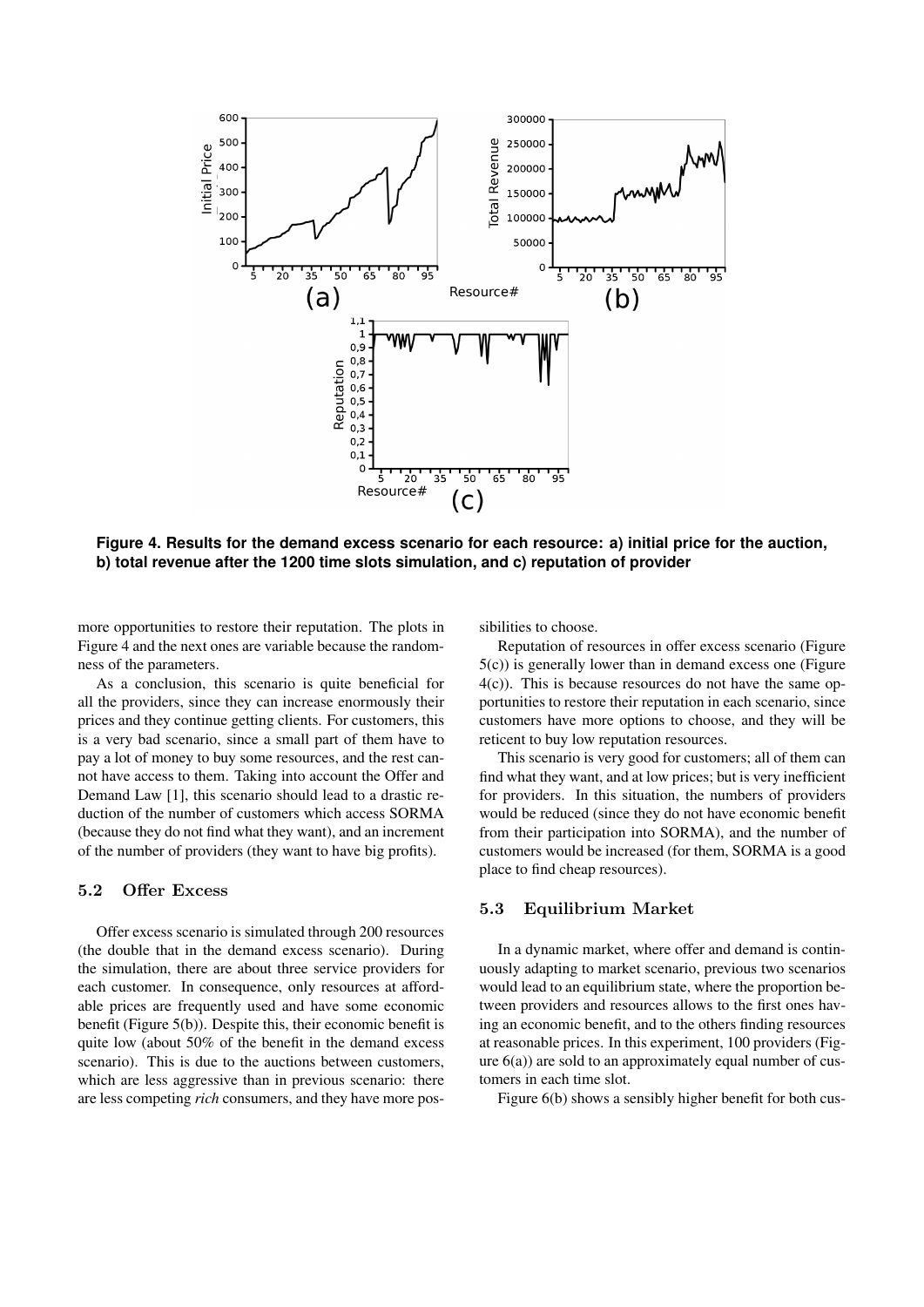**Figure 4. Results for the demand excess scenario for each resource: a) initial price for the auction, b) total revenue after the 1200 time slots simulation, and c) reputation of provider**

more opportunities to restore their reputation. The plots in Figure 4 and the next ones are variable because the randomness of the parameters.

As a conclusion, this scenario is quite beneficial for all the providers, since they can increase enormously their prices and they continue getting clients. For customers, this is a very bad scenario, since a small part of them have to pay a lot of money to buy some resources, and the rest cannot have access to them. Taking into account the Offer and Demand Law [1], this scenario should lead to a drastic reduction of the number of customers which access SORMA (because they do not find what they want), and an increment of the number of providers (they want to have big profits).

### 5.2 Offer Excess

Offer excess scenario is simulated through 200 resources (the double that in the demand excess scenario). During the simulation, there are about three service providers for each customer. In consequence, only resources at affordable prices are frequently used and have some economic benefit (Figure 5(b)). Despite this, their economic benefit is quite low (about 50% of the benefit in the demand excess scenario). This is due to the auctions between customers, which are less aggressive than in previous scenario: there are less competing *rich* consumers, and they have more possibilities to choose.

Reputation of resources in offer excess scenario (Figure 5(c)) is generally lower than in demand excess one (Figure 4(c)). This is because resources do not have the same opportunities to restore their reputation in each scenario, since customers have more options to choose, and they will be reticent to buy low reputation resources.

This scenario is very good for customers; all of them can find what they want, and at low prices; but is very inefficient for providers. In this situation, the numbers of providers would be reduced (since they do not have economic benefit from their participation into SORMA), and the number of customers would be increased (for them, SORMA is a good place to find cheap resources).

### 5.3 Equilibrium Market

In a dynamic market, where offer and demand is continuously adapting to market scenario, previous two scenarios would lead to an equilibrium state, where the proportion between providers and resources allows to the first ones having an economic benefit, and to the others finding resources at reasonable prices. In this experiment, 100 providers (Figure 6(a)) are sold to an approximately equal number of customers in each time slot.

Figure 6(b) shows a sensibly higher benefit for both cus-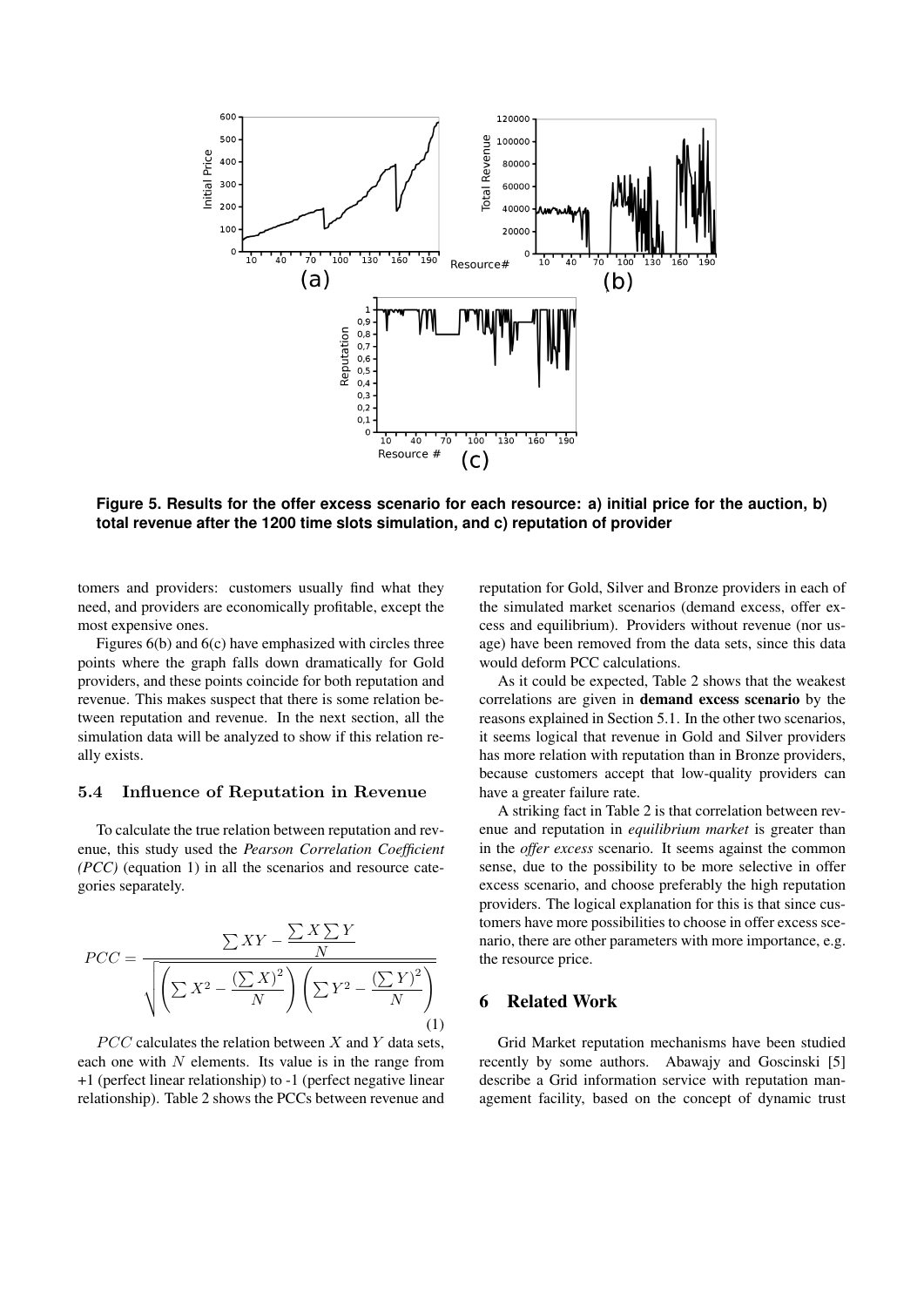**Figure 5. Results for the offer excess scenario for each resource: a) initial price for the auction, b) total revenue after the 1200 time slots simulation, and c) reputation of provider**

tomers and providers: customers usually find what they need, and providers are economically profitable, except the most expensive ones.

Figures 6(b) and 6(c) have emphasized with circles three points where the graph falls down dramatically for Gold providers, and these points coincide for both reputation and revenue. This makes suspect that there is some relation between reputation and revenue. In the next section, all the simulation data will be analyzed to show if this relation really exists.

### 5.4 Influence of Reputation in Revenue

To calculate the true relation between reputation and revenue, this study used the *Pearson Correlation Coefficient (PCC)* (equation 1) in all the scenarios and resource categories separately.

$$PCC = \frac{\sum XY - \frac{\sum X \sum Y}{N}}{\sqrt{\left(\sum X^2 - \frac{\left(\sum X\right)^2}{N}\right)\left(\sum Y^2 - \frac{\left(\sum Y\right)^2}{N}\right)}} \tag{1}$$

$PCC$ calculates the relation between $X$ and $Y$ data sets, each one with $N$ elements. Its value is in the range from +1 (perfect linear relationship) to -1 (perfect negative linear relationship). Table 2 shows the PCCs between revenue and reputation for Gold, Silver and Bronze providers in each of the simulated market scenarios (demand excess, offer excess and equilibrium). Providers without revenue (nor usage) have been removed from the data sets, since this data would deform PCC calculations.

As it could be expected, Table 2 shows that the weakest correlations are given in **demand excess scenario** by the reasons explained in Section 5.1. In the other two scenarios, it seems logical that revenue in Gold and Silver providers has more relation with reputation than in Bronze providers, because customers accept that low-quality providers can have a greater failure rate.

A striking fact in Table 2 is that correlation between revenue and reputation in *equilibrium market* is greater than in the *offer excess* scenario. It seems against the common sense, due to the possibility to be more selective in offer excess scenario, and choose preferably the high reputation providers. The logical explanation for this is that since customers have more possibilities to choose in offer excess scenario, there are other parameters with more importance, e.g. the resource price.

## 6 Related Work

Grid Market reputation mechanisms have been studied recently by some authors. Abawajy and Goscinski [5] describe a Grid information service with reputation management facility, based on the concept of dynamic trust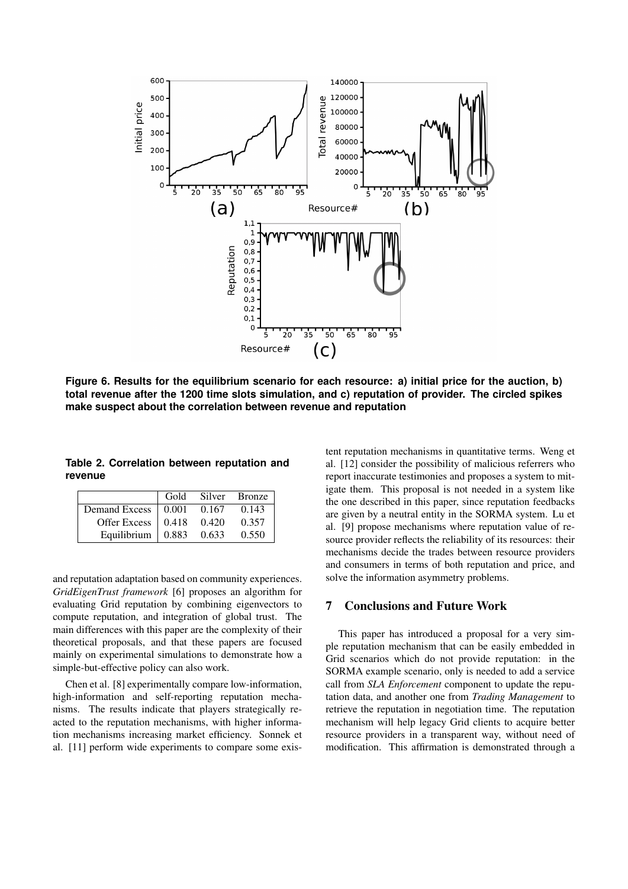Figure 6. Results for the equilibrium scenario for each resource: a) initial price for the auction, b) total revenue after the 1200 time slots simulation, and c) reputation of provider. The circled spikes make suspect about the correlation between revenue and reputation

**Table 2. Correlation between reputation and revenue**

| | Gold | Silver | Bronze |
|---|---|---|---|
| Demand Excess | 0.001 | 0.167 | 0.143 |
| Offer Excess | 0.418 | 0.420 | 0.357 |
| Equilibrium | 0.883 | 0.633 | 0.550 |

and reputation adaptation based on community experiences. *GridEigenTrust framework* [6] proposes an algorithm for evaluating Grid reputation by combining eigenvectors to compute reputation, and integration of global trust. The main differences with this paper are the complexity of their theoretical proposals, and that these papers are focused mainly on experimental simulations to demonstrate how a simple-but-effective policy can also work.

Chen et al. [8] experimentally compare low-information, high-information and self-reporting reputation mechanisms. The results indicate that players strategically reacted to the reputation mechanisms, with higher information mechanisms increasing market efficiency. Sonnek et al. [11] perform wide experiments to compare some existent reputation mechanisms in quantitative terms. Weng et al. [12] consider the possibility of malicious referrers who report inaccurate testimonies and proposes a system to mitigate them. This proposal is not needed in a system like the one described in this paper, since reputation feedbacks are given by a neutral entity in the SORMA system. Lu et al. [9] propose mechanisms where reputation value of resource provider reflects the reliability of its resources: their mechanisms decide the trades between resource providers and consumers in terms of both reputation and price, and solve the information asymmetry problems.

## 7 Conclusions and Future Work

This paper has introduced a proposal for a very simple reputation mechanism that can be easily embedded in Grid scenarios which do not provide reputation: in the SORMA example scenario, only is needed to add a service call from *SLA Enforcement* component to update the reputation data, and another one from *Trading Management* to retrieve the reputation in negotiation time. The reputation mechanism will help legacy Grid clients to acquire better resource providers in a transparent way, without need of modification. This affirmation is demonstrated through a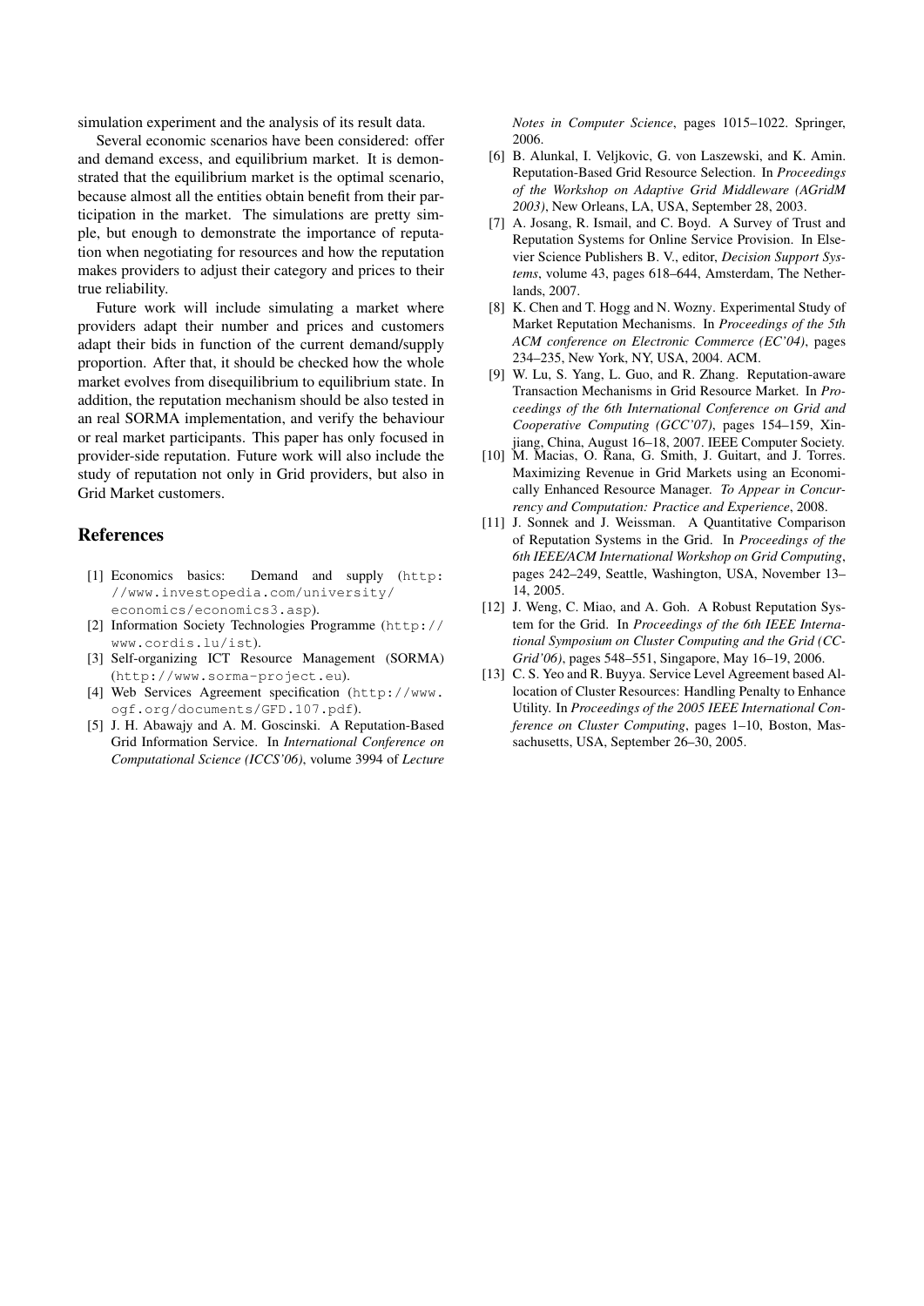simulation experiment and the analysis of its result data.

Several economic scenarios have been considered: offer and demand excess, and equilibrium market. It is demonstrated that the equilibrium market is the optimal scenario, because almost all the entities obtain benefit from their participation in the market. The simulations are pretty simple, but enough to demonstrate the importance of reputation when negotiating for resources and how the reputation makes providers to adjust their category and prices to their true reliability.

Future work will include simulating a market where providers adapt their number and prices and customers adapt their bids in function of the current demand/supply proportion. After that, it should be checked how the whole market evolves from disequilibrium to equilibrium state. In addition, the reputation mechanism should be also tested in an real SORMA implementation, and verify the behaviour or real market participants. This paper has only focused in provider-side reputation. Future work will also include the study of reputation not only in Grid providers, but also in Grid Market customers.

## References

[1] Economics basics: Demand and supply (`http://www.investopedia.com/university/economics/economics3.asp`).

[2] Information Society Technologies Programme (`http://www.cordis.lu/ist`).

[3] Self-organizing ICT Resource Management (SORMA) (`http://www.sorma-project.eu`).

[4] Web Services Agreement specification (`http://www.ogf.org/documents/GFD.107.pdf`).

[5] J. H. Abawajy and A. M. Goscinski. A Reputation-Based Grid Information Service. In *International Conference on Computational Science (ICCS'06)*, volume 3994 of *Lecture Notes in Computer Science*, pages 1015–1022. Springer, 2006.

[6] B. Alunkal, I. Veljkovic, G. von Laszewski, and K. Amin. Reputation-Based Grid Resource Selection. In *Proceedings of the Workshop on Adaptive Grid Middleware (AGridM 2003)*, New Orleans, LA, USA, September 28, 2003.

[7] A. Josang, R. Ismail, and C. Boyd. A Survey of Trust and Reputation Systems for Online Service Provision. In Elsevier Science Publishers B. V., editor, *Decision Support Systems*, volume 43, pages 618–644, Amsterdam, The Netherlands, 2007.

[8] K. Chen and T. Hogg and N. Wozny. Experimental Study of Market Reputation Mechanisms. In *Proceedings of the 5th ACM conference on Electronic Commerce (EC'04)*, pages 234–235, New York, NY, USA, 2004. ACM.

[9] W. Lu, S. Yang, L. Guo, and R. Zhang. Reputation-aware Transaction Mechanisms in Grid Resource Market. In *Proceedings of the 6th International Conference on Grid and Cooperative Computing (GCC'07)*, pages 154–159, Xinjiang, China, August 16–18, 2007. IEEE Computer Society.

[10] M. Macias, O. Rana, G. Smith, J. Guitart, and J. Torres. Maximizing Revenue in Grid Markets using an Economically Enhanced Resource Manager. *To Appear in Concurrency and Computation: Practice and Experience*, 2008.

[11] J. Sonnek and J. Weissman. A Quantitative Comparison of Reputation Systems in the Grid. In *Proceedings of the 6th IEEE/ACM International Workshop on Grid Computing*, pages 242–249, Seattle, Washington, USA, November 13–14, 2005.

[12] J. Weng, C. Miao, and A. Goh. A Robust Reputation System for the Grid. In *Proceedings of the 6th IEEE International Symposium on Cluster Computing and the Grid (CCGrid'06)*, pages 548–551, Singapore, May 16–19, 2006.

[13] C. S. Yeo and R. Buyya. Service Level Agreement based Allocation of Cluster Resources: Handling Penalty to Enhance Utility. In *Proceedings of the 2005 IEEE International Conference on Cluster Computing*, pages 1–10, Boston, Massachusetts, USA, September 26–30, 2005.